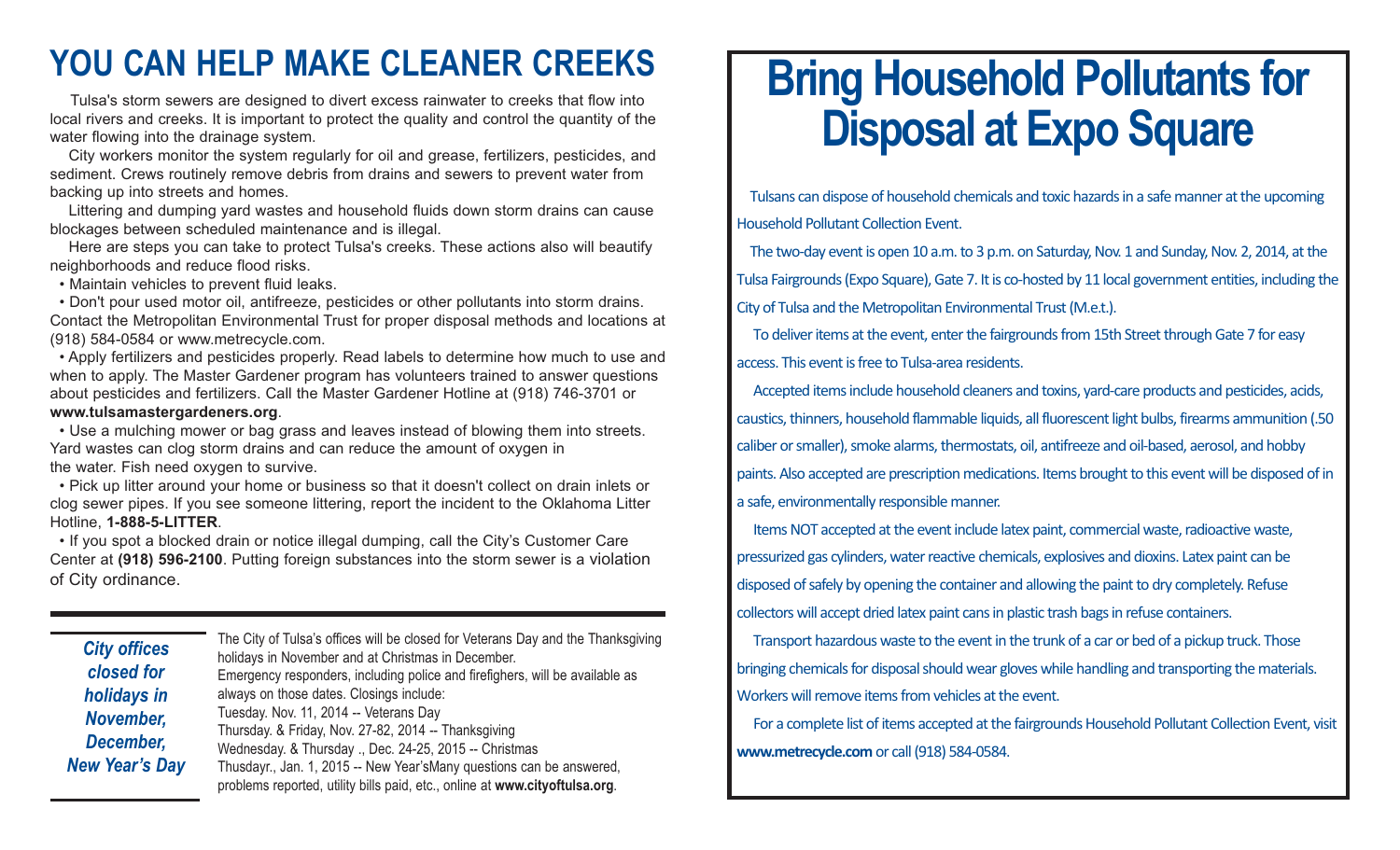# YOU CAN HELP MAKE CLEANER CREEKS

Tulsa's storm sewers are designed to divert excess rainwater to creeks that flow into local rivers and creeks. It is important to protect the quality and control the quantity of the water flowing into the drainage system.

City workers monitor the system regularly for oil and grease, fertilizers, pesticides, and sediment. Crews routinely remove debris from drains and sewers to prevent water from backing up into streets and homes.

Littering and dumping yard wastes and household fluids down storm drains can cause blockages between scheduled maintenance and is illegal.

Here are steps you can take to protect Tulsa's creeks. These actions also will beautify neighborhoods and reduce flood risks.

- Maintain vehicles to prevent fluid leaks.
- Don't pour used motor oil, antifreeze, pesticides or other pollutants into storm drains. Contact the Metropolitan Environmental Trust for proper disposal methods and locations at (918) 584-0584 or www.metrecycle.com.
- Apply fertilizers and pesticides properly. Read labels to determine how much to use and when to apply. The Master Gardener program has volunteers trained to answer questions about pesticides and fertilizers. Call the Master Gardener Hotline at (918) 746-3701 or **www.tulsamastergardeners.org**.
- Use a mulching mower or bag grass and leaves instead of blowing them into streets. Yard wastes can clog storm drains and can reduce the amount of oxygen in the water. Fish need oxygen to survive.
- Pick up litter around your home or business so that it doesn't collect on drain inlets or clog sewer pipes. If you see someone littering, report the incident to the Oklahoma Litter Hotline, **1-888-5-LITTER**.
- If you spot a blocked drain or notice illegal dumping, call the City's Customer Care Center at **(918) 596-2100**. Putting foreign substances into the storm sewer is a violation of City ordinance.

***City offices closed for holidays in November, December, New Year's Day***

The City of Tulsa's offices will be closed for Veterans Day and the Thanksgiving holidays in November and at Christmas in December.
Emergency responders, including police and firefighers, will be available as always on those dates. Closings include:
Tuesday. Nov. 11, 2014 -- Veterans Day
Thursday. & Friday, Nov. 27-82, 2014 -- Thanksgiving
Wednesday. & Thursday ., Dec. 24-25, 2015 -- Christmas
Thusdayr., Jan. 1, 2015 -- New Year'sMany questions can be answered, problems reported, utility bills paid, etc., online at **www.cityoftulsa.org**.

# Bring Household Pollutants for Disposal at Expo Square

Tulsans can dispose of household chemicals and toxic hazards in a safe manner at the upcoming Household Pollutant Collection Event.

The two-day event is open 10 a.m. to 3 p.m. on Saturday, Nov. 1 and Sunday, Nov. 2, 2014, at the Tulsa Fairgrounds (Expo Square), Gate 7. It is co-hosted by 11 local government entities, including the City of Tulsa and the Metropolitan Environmental Trust (M.e.t.).

To deliver items at the event, enter the fairgrounds from 15th Street through Gate 7 for easy access. This event is free to Tulsa-area residents.

Accepted items include household cleaners and toxins, yard-care products and pesticides, acids, caustics, thinners, household flammable liquids, all fluorescent light bulbs, firearms ammunition (.50 caliber or smaller), smoke alarms, thermostats, oil, antifreeze and oil-based, aerosol, and hobby paints. Also accepted are prescription medications. Items brought to this event will be disposed of in a safe, environmentally responsible manner.

Items NOT accepted at the event include latex paint, commercial waste, radioactive waste, pressurized gas cylinders, water reactive chemicals, explosives and dioxins. Latex paint can be disposed of safely by opening the container and allowing the paint to dry completely. Refuse collectors will accept dried latex paint cans in plastic trash bags in refuse containers.

Transport hazardous waste to the event in the trunk of a car or bed of a pickup truck. Those bringing chemicals for disposal should wear gloves while handling and transporting the materials. Workers will remove items from vehicles at the event.

For a complete list of items accepted at the fairgrounds Household Pollutant Collection Event, visit **www.metrecycle.com** or call (918) 584-0584.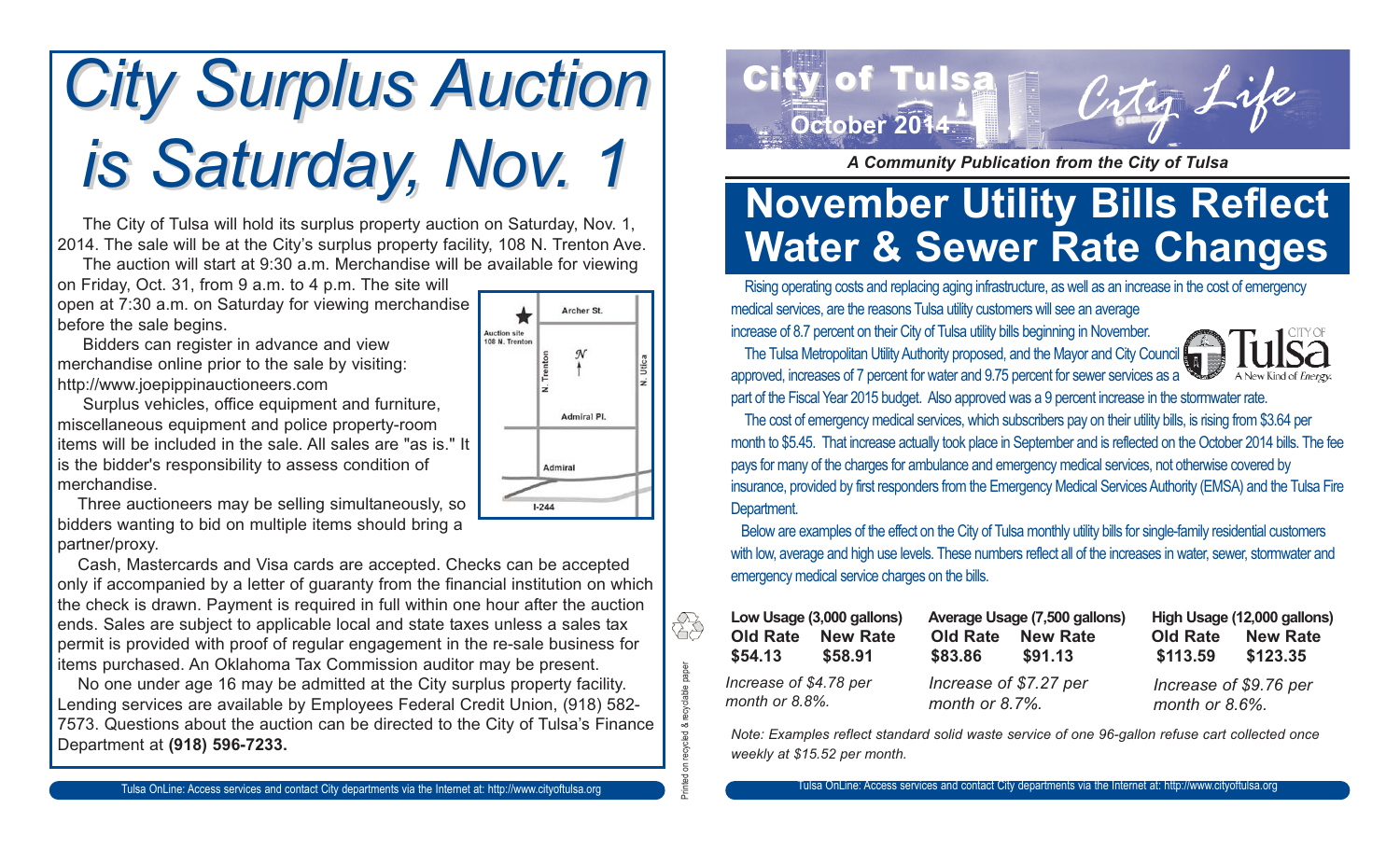# City Surplus Auction is Saturday, Nov. 1

The City of Tulsa will hold its surplus property auction on Saturday, Nov. 1, 2014. The sale will be at the City's surplus property facility, 108 N. Trenton Ave.

The auction will start at 9:30 a.m. Merchandise will be available for viewing on Friday, Oct. 31, from 9 a.m. to 4 p.m. The site will open at 7:30 a.m. on Saturday for viewing merchandise before the sale begins.

Bidders can register in advance and view merchandise online prior to the sale by visiting: http://www.joepippinauctioneers.com

Surplus vehicles, office equipment and furniture, miscellaneous equipment and police property-room items will be included in the sale. All sales are "as is." It is the bidder's responsibility to assess condition of merchandise.

Three auctioneers may be selling simultaneously, so bidders wanting to bid on multiple items should bring a partner/proxy.

Auction site
108 N. Trenton
Archer St.
N. Trenton
N. Utica
N
Admiral Pl.
Admiral
I-244

Cash, Mastercards and Visa cards are accepted. Checks can be accepted only if accompanied by a letter of guaranty from the financial institution on which the check is drawn. Payment is required in full within one hour after the auction ends. Sales are subject to applicable local and state taxes unless a sales tax permit is provided with proof of regular engagement in the re-sale business for items purchased. An Oklahoma Tax Commission auditor may be present.

No one under age 16 may be admitted at the City surplus property facility. Lending services are available by Employees Federal Credit Union, (918) 582-7573. Questions about the auction can be directed to the City of Tulsa's Finance Department at **(918) 596-7233.**

Printed on recycled & recyclable paper

City of Tulsa City Life
October 2014

*A Community Publication from the City of Tulsa*

# November Utility Bills Reflect Water & Sewer Rate Changes

Rising operating costs and replacing aging infrastructure, as well as an increase in the cost of emergency medical services, are the reasons Tulsa utility customers will see an average increase of 8.7 percent on their City of Tulsa utility bills beginning in November.

The Tulsa Metropolitan Utility Authority proposed, and the Mayor and City Council approved, increases of 7 percent for water and 9.75 percent for sewer services as a part of the Fiscal Year 2015 budget. Also approved was a 9 percent increase in the stormwater rate.

The cost of emergency medical services, which subscribers pay on their utility bills, is rising from $3.64 per month to $5.45. That increase actually took place in September and is reflected on the October 2014 bills. The fee pays for many of the charges for ambulance and emergency medical services, not otherwise covered by insurance, provided by first responders from the Emergency Medical Services Authority (EMSA) and the Tulsa Fire Department.

Below are examples of the effect on the City of Tulsa monthly utility bills for single-family residential customers with low, average and high use levels. These numbers reflect all of the increases in water, sewer, stormwater and emergency medical service charges on the bills.

| Low Usage (3,000 gallons) | | Average Usage (7,500 gallons) | | High Usage (12,000 gallons) | |
|---|---|---|---|---|---|
| **Old Rate** | **New Rate** | **Old Rate** | **New Rate** | **Old Rate** | **New Rate** |
| **$54.13** | **$58.91** | **$83.86** | **$91.13** | **$113.59** | **$123.35** |
| *Increase of $4.78 per month or 8.8%.* | | *Increase of $7.27 per month or 8.7%.* | | *Increase of $9.76 per month or 8.6%.* | |

*Note: Examples reflect standard solid waste service of one 96-gallon refuse cart collected once weekly at $15.52 per month.*